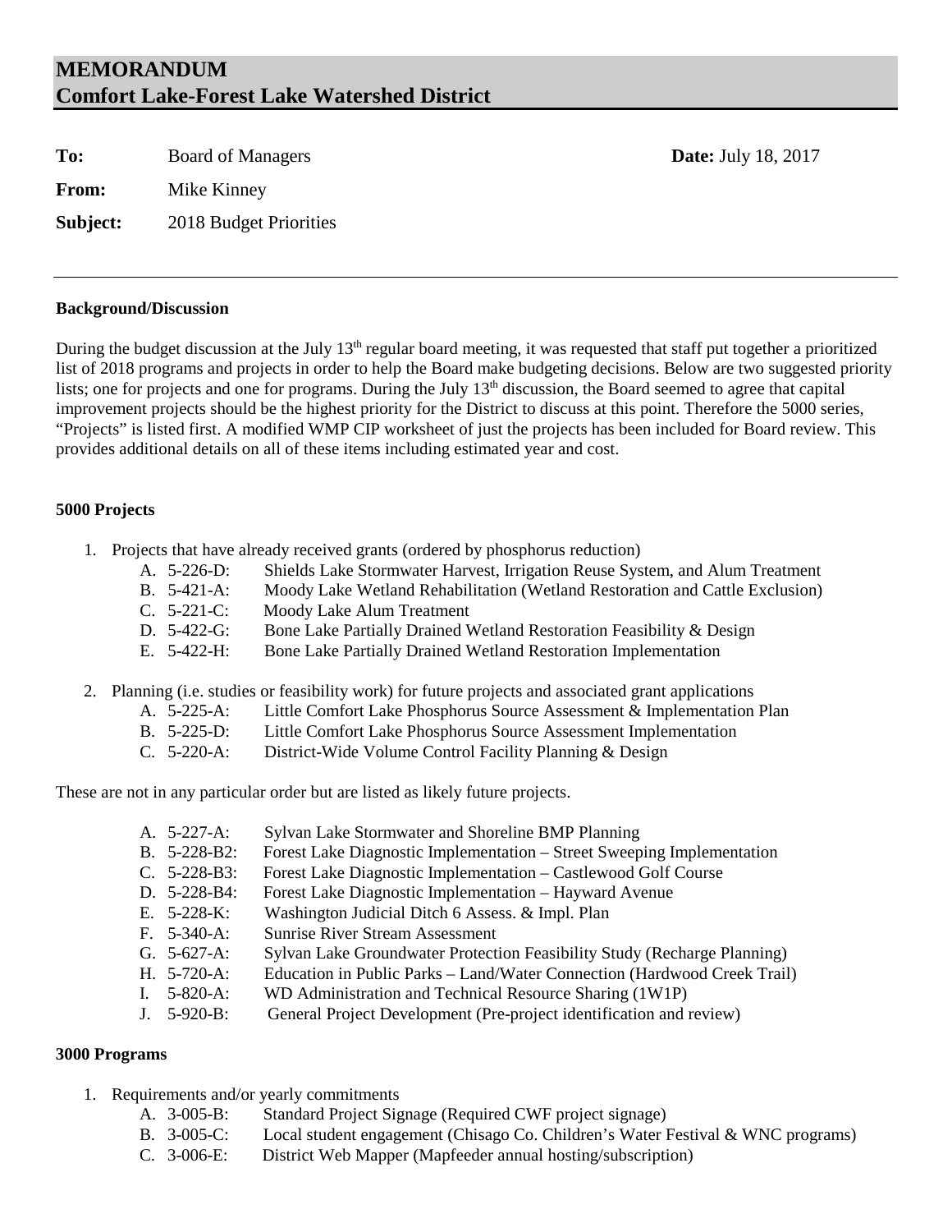# MEMORANDUM
# Comfort Lake-Forest Lake Watershed District

**To:** Board of Managers **Date:** July 18, 2017

**From:** Mike Kinney

**Subject:** 2018 Budget Priorities

---

**Background/Discussion**

During the budget discussion at the July 13th regular board meeting, it was requested that staff put together a prioritized list of 2018 programs and projects in order to help the Board make budgeting decisions. Below are two suggested priority lists; one for projects and one for programs. During the July 13th discussion, the Board seemed to agree that capital improvement projects should be the highest priority for the District to discuss at this point. Therefore the 5000 series, "Projects" is listed first. A modified WMP CIP worksheet of just the projects has been included for Board review. This provides additional details on all of these items including estimated year and cost.

**5000 Projects**

1. Projects that have already received grants (ordered by phosphorus reduction)
   - A. 5-226-D: Shields Lake Stormwater Harvest, Irrigation Reuse System, and Alum Treatment
   - B. 5-421-A: Moody Lake Wetland Rehabilitation (Wetland Restoration and Cattle Exclusion)
   - C. 5-221-C: Moody Lake Alum Treatment
   - D. 5-422-G: Bone Lake Partially Drained Wetland Restoration Feasibility & Design
   - E. 5-422-H: Bone Lake Partially Drained Wetland Restoration Implementation

2. Planning (i.e. studies or feasibility work) for future projects and associated grant applications
   - A. 5-225-A: Little Comfort Lake Phosphorus Source Assessment & Implementation Plan
   - B. 5-225-D: Little Comfort Lake Phosphorus Source Assessment Implementation
   - C. 5-220-A: District-Wide Volume Control Facility Planning & Design

These are not in any particular order but are listed as likely future projects.

- A. 5-227-A: Sylvan Lake Stormwater and Shoreline BMP Planning
- B. 5-228-B2: Forest Lake Diagnostic Implementation – Street Sweeping Implementation
- C. 5-228-B3: Forest Lake Diagnostic Implementation – Castlewood Golf Course
- D. 5-228-B4: Forest Lake Diagnostic Implementation – Hayward Avenue
- E. 5-228-K: Washington Judicial Ditch 6 Assess. & Impl. Plan
- F. 5-340-A: Sunrise River Stream Assessment
- G. 5-627-A: Sylvan Lake Groundwater Protection Feasibility Study (Recharge Planning)
- H. 5-720-A: Education in Public Parks – Land/Water Connection (Hardwood Creek Trail)
- I. 5-820-A: WD Administration and Technical Resource Sharing (1W1P)
- J. 5-920-B: General Project Development (Pre-project identification and review)

**3000 Programs**

1. Requirements and/or yearly commitments
   - A. 3-005-B: Standard Project Signage (Required CWF project signage)
   - B. 3-005-C: Local student engagement (Chisago Co. Children's Water Festival & WNC programs)
   - C. 3-006-E: District Web Mapper (Mapfeeder annual hosting/subscription)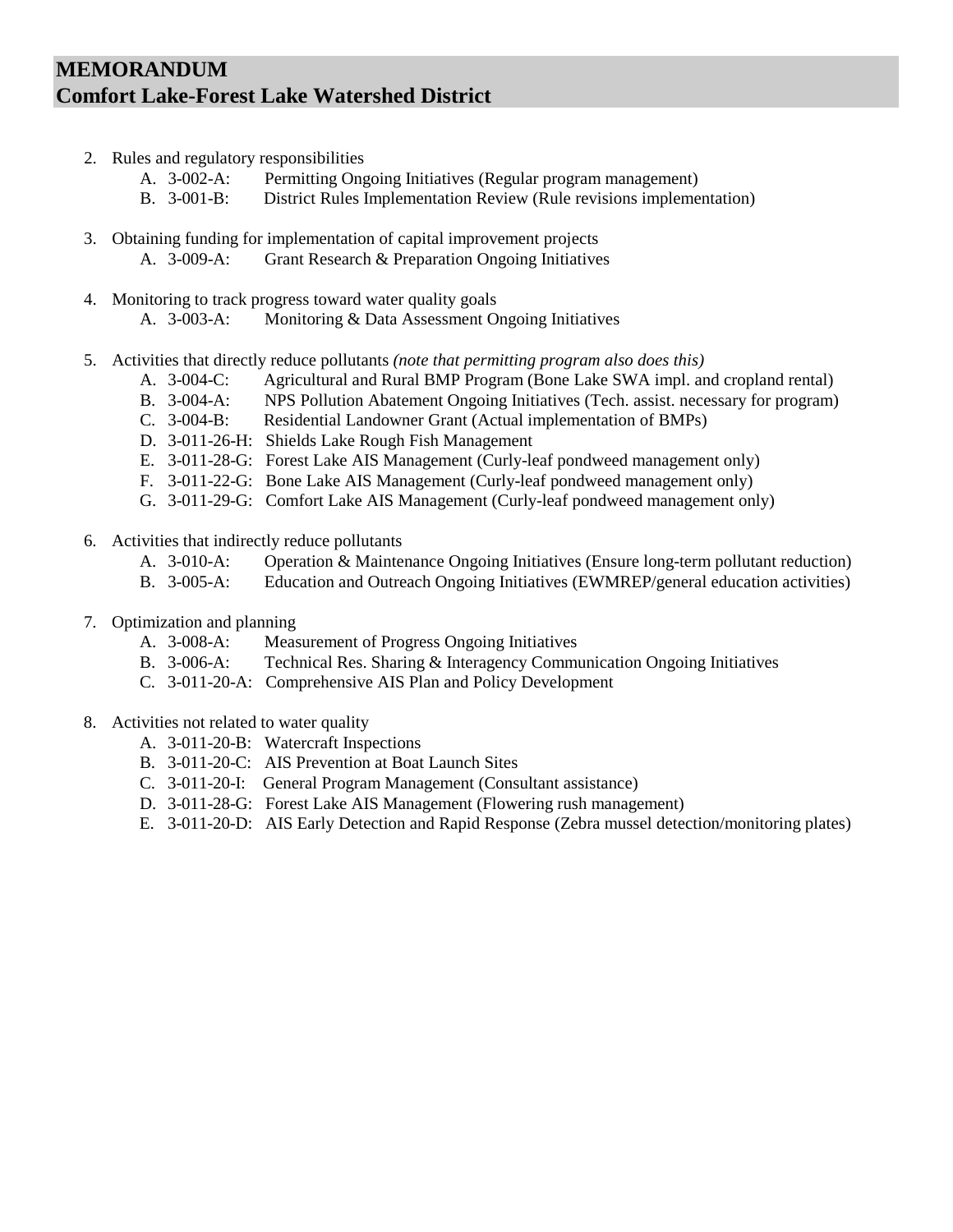# MEMORANDUM
# Comfort Lake-Forest Lake Watershed District

2. Rules and regulatory responsibilities
   A. 3-002-A: Permitting Ongoing Initiatives (Regular program management)
   B. 3-001-B: District Rules Implementation Review (Rule revisions implementation)

3. Obtaining funding for implementation of capital improvement projects
   A. 3-009-A: Grant Research & Preparation Ongoing Initiatives

4. Monitoring to track progress toward water quality goals
   A. 3-003-A: Monitoring & Data Assessment Ongoing Initiatives

5. Activities that directly reduce pollutants *(note that permitting program also does this)*
   A. 3-004-C: Agricultural and Rural BMP Program (Bone Lake SWA impl. and cropland rental)
   B. 3-004-A: NPS Pollution Abatement Ongoing Initiatives (Tech. assist. necessary for program)
   C. 3-004-B: Residential Landowner Grant (Actual implementation of BMPs)
   D. 3-011-26-H: Shields Lake Rough Fish Management
   E. 3-011-28-G: Forest Lake AIS Management (Curly-leaf pondweed management only)
   F. 3-011-22-G: Bone Lake AIS Management (Curly-leaf pondweed management only)
   G. 3-011-29-G: Comfort Lake AIS Management (Curly-leaf pondweed management only)

6. Activities that indirectly reduce pollutants
   A. 3-010-A: Operation & Maintenance Ongoing Initiatives (Ensure long-term pollutant reduction)
   B. 3-005-A: Education and Outreach Ongoing Initiatives (EWMREP/general education activities)

7. Optimization and planning
   A. 3-008-A: Measurement of Progress Ongoing Initiatives
   B. 3-006-A: Technical Res. Sharing & Interagency Communication Ongoing Initiatives
   C. 3-011-20-A: Comprehensive AIS Plan and Policy Development

8. Activities not related to water quality
   A. 3-011-20-B: Watercraft Inspections
   B. 3-011-20-C: AIS Prevention at Boat Launch Sites
   C. 3-011-20-I: General Program Management (Consultant assistance)
   D. 3-011-28-G: Forest Lake AIS Management (Flowering rush management)
   E. 3-011-20-D: AIS Early Detection and Rapid Response (Zebra mussel detection/monitoring plates)